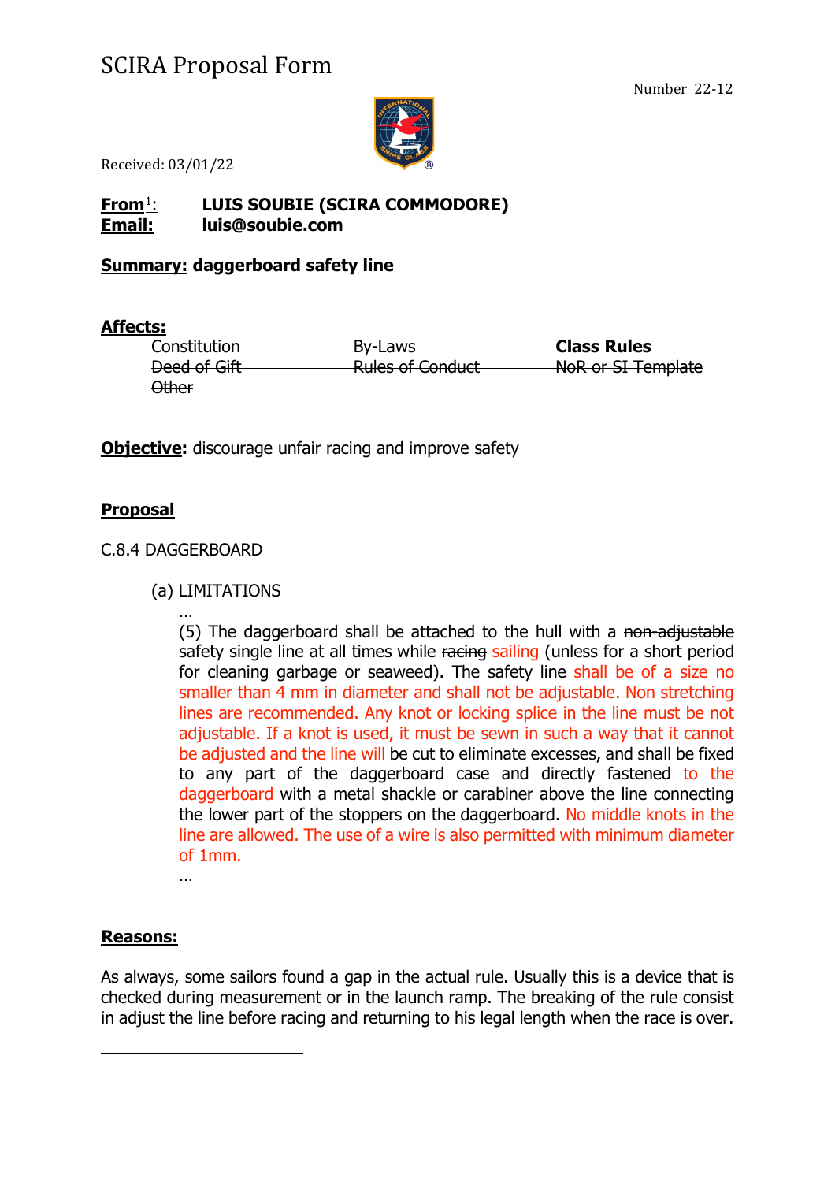# SCIRA Proposal Form

Number 22-12

Received: 03/01/22

**From[1]:** **LUIS SOUBIE (SCIRA COMMODORE)**
**Email:** **luis@soubie.com**

**Summary:** **daggerboard safety line**

**Affects:**

~~Constitution~~ ~~By-Laws~~ **Class Rules**
~~Deed of Gift~~ ~~Rules of Conduct~~ ~~NoR or SI Template~~
~~Other~~

**Objective:** discourage unfair racing and improve safety

**Proposal**

C.8.4 DAGGERBOARD

(a) LIMITATIONS

…

(5) The daggerboard shall be attached to the hull with a ~~non-adjustable~~ safety single line at all times while ~~racing~~ sailing (unless for a short period for cleaning garbage or seaweed). The safety line shall be of a size no smaller than 4 mm in diameter and shall not be adjustable. Non stretching lines are recommended. Any knot or locking splice in the line must be not adjustable. If a knot is used, it must be sewn in such a way that it cannot be adjusted and the line will be cut to eliminate excesses, and shall be fixed to any part of the daggerboard case and directly fastened to the daggerboard with a metal shackle or carabiner above the line connecting the lower part of the stoppers on the daggerboard. No middle knots in the line are allowed. The use of a wire is also permitted with minimum diameter of 1mm.

…

**Reasons:**

As always, some sailors found a gap in the actual rule. Usually this is a device that is checked during measurement or in the launch ramp. The breaking of the rule consist in adjust the line before racing and returning to his legal length when the race is over.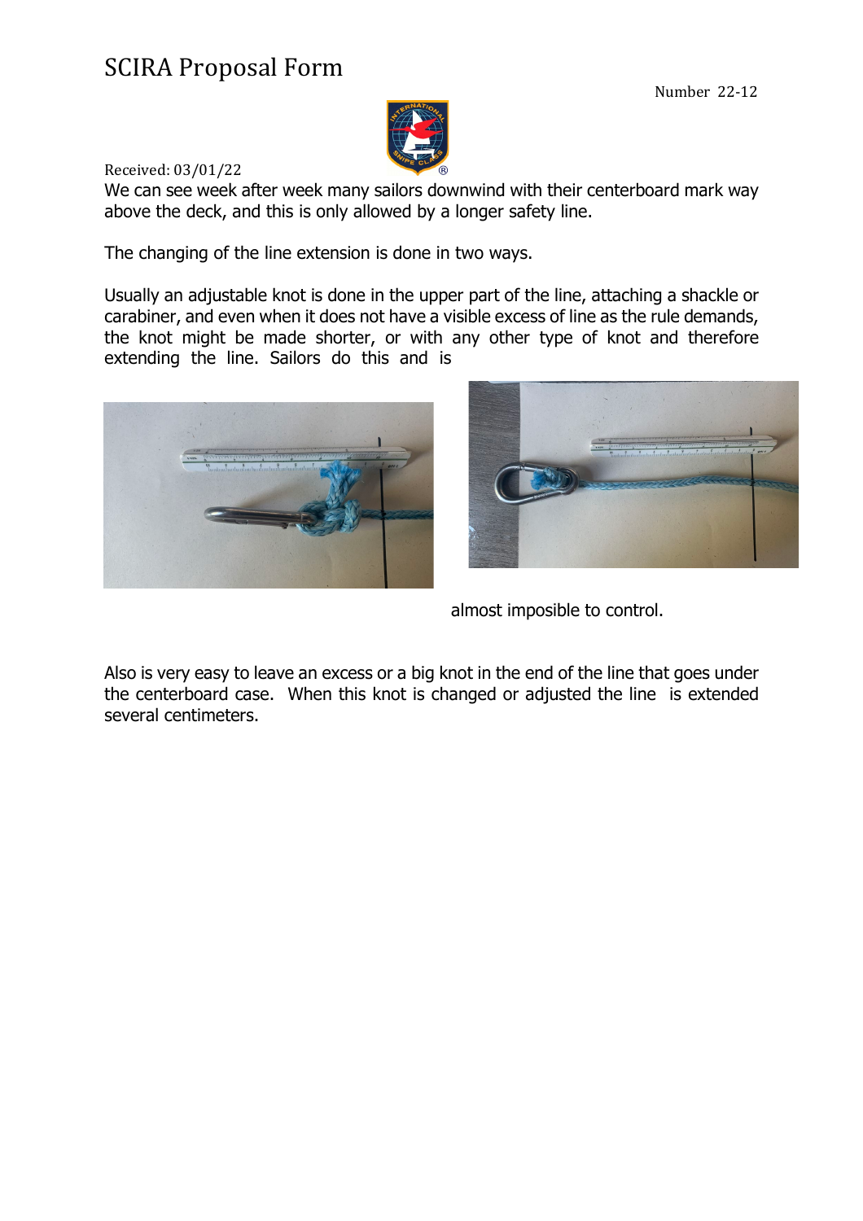# SCIRA Proposal Form

Number 22-12

Received: 03/01/22

We can see week after week many sailors downwind with their centerboard mark way above the deck, and this is only allowed by a longer safety line.

The changing of the line extension is done in two ways.

Usually an adjustable knot is done in the upper part of the line, attaching a shackle or carabiner, and even when it does not have a visible excess of line as the rule demands, the knot might be made shorter, or with any other type of knot and therefore extending the line. Sailors do this and is almost imposible to control.

Also is very easy to leave an excess or a big knot in the end of the line that goes under the centerboard case. When this knot is changed or adjusted the line is extended several centimeters.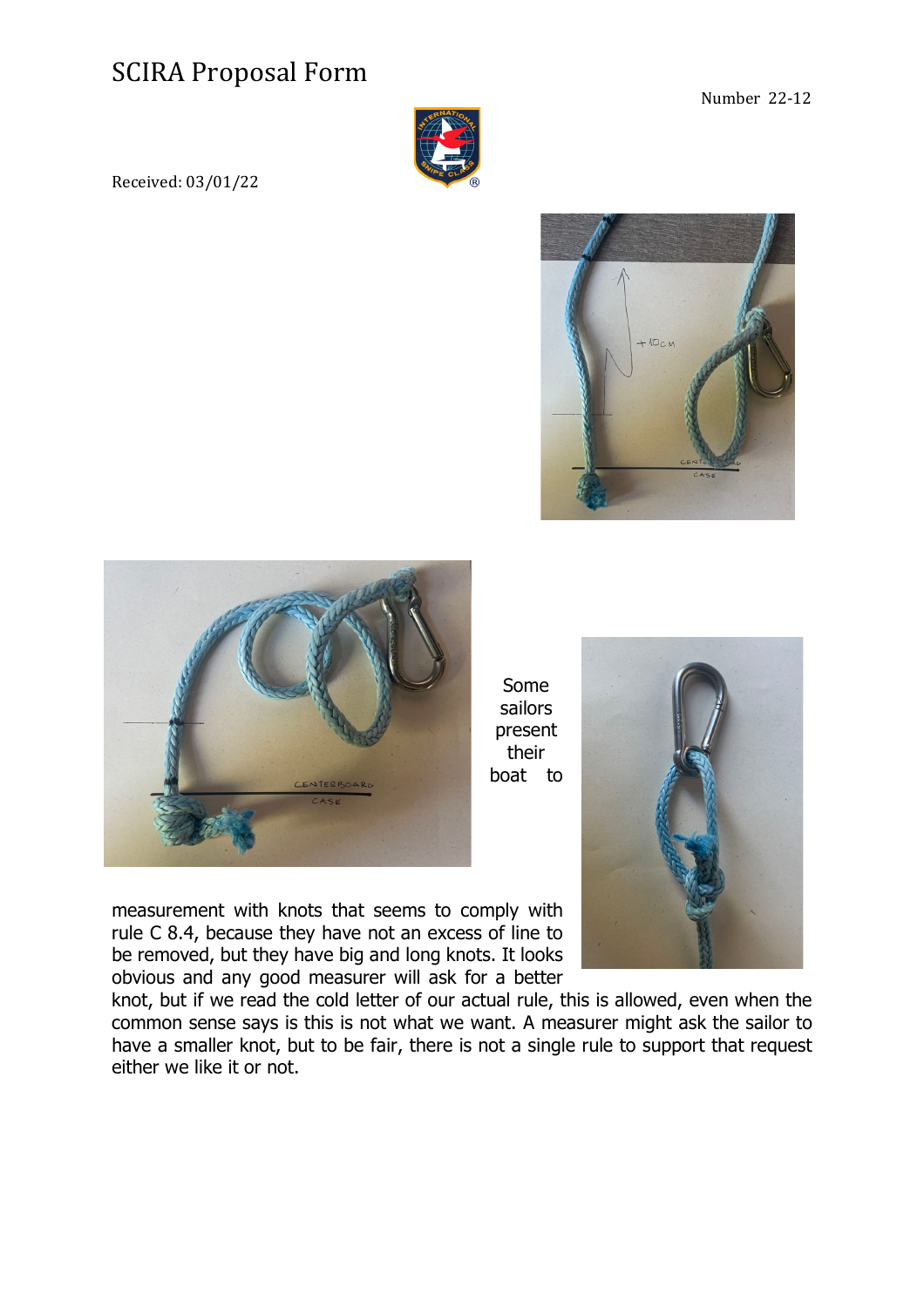# SCIRA Proposal Form

Number 22-12

Received: 03/01/22

Some sailors present their boat to measurement with knots that seems to comply with rule C 8.4, because they have not an excess of line to be removed, but they have big and long knots. It looks obvious and any good measurer will ask for a better knot, but if we read the cold letter of our actual rule, this is allowed, even when the common sense says is this is not what we want. A measurer might ask the sailor to have a smaller knot, but to be fair, there is not a single rule to support that request either we like it or not.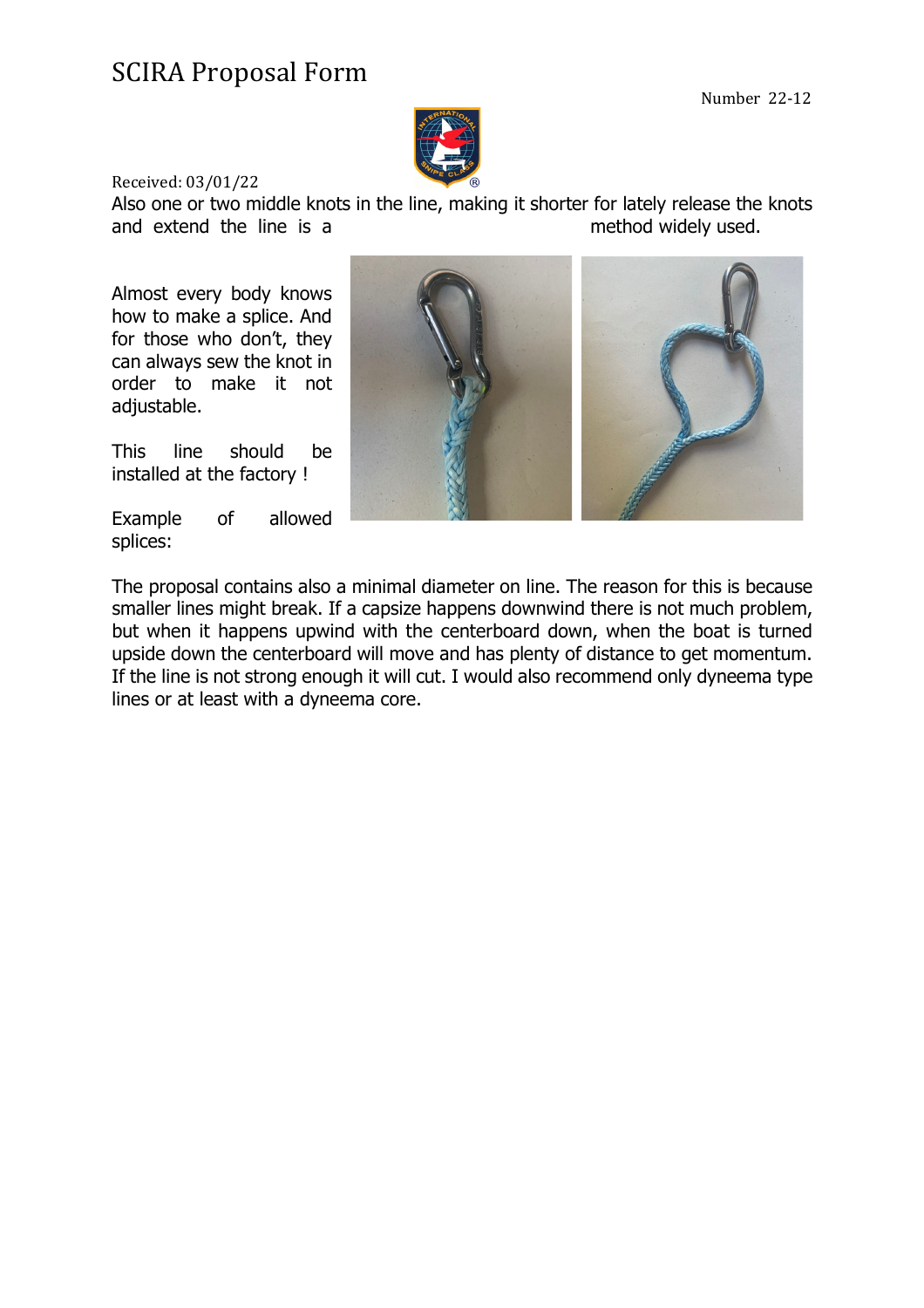# SCIRA Proposal Form

Number 22-12

Received: 03/01/22

Also one or two middle knots in the line, making it shorter for lately release the knots and extend the line is a method widely used.

Almost every body knows how to make a splice. And for those who don't, they can always sew the knot in order to make it not adjustable.

This line should be installed at the factory !

Example of allowed splices:

The proposal contains also a minimal diameter on line. The reason for this is because smaller lines might break. If a capsize happens downwind there is not much problem, but when it happens upwind with the centerboard down, when the boat is turned upside down the centerboard will move and has plenty of distance to get momentum. If the line is not strong enough it will cut. I would also recommend only dyneema type lines or at least with a dyneema core.